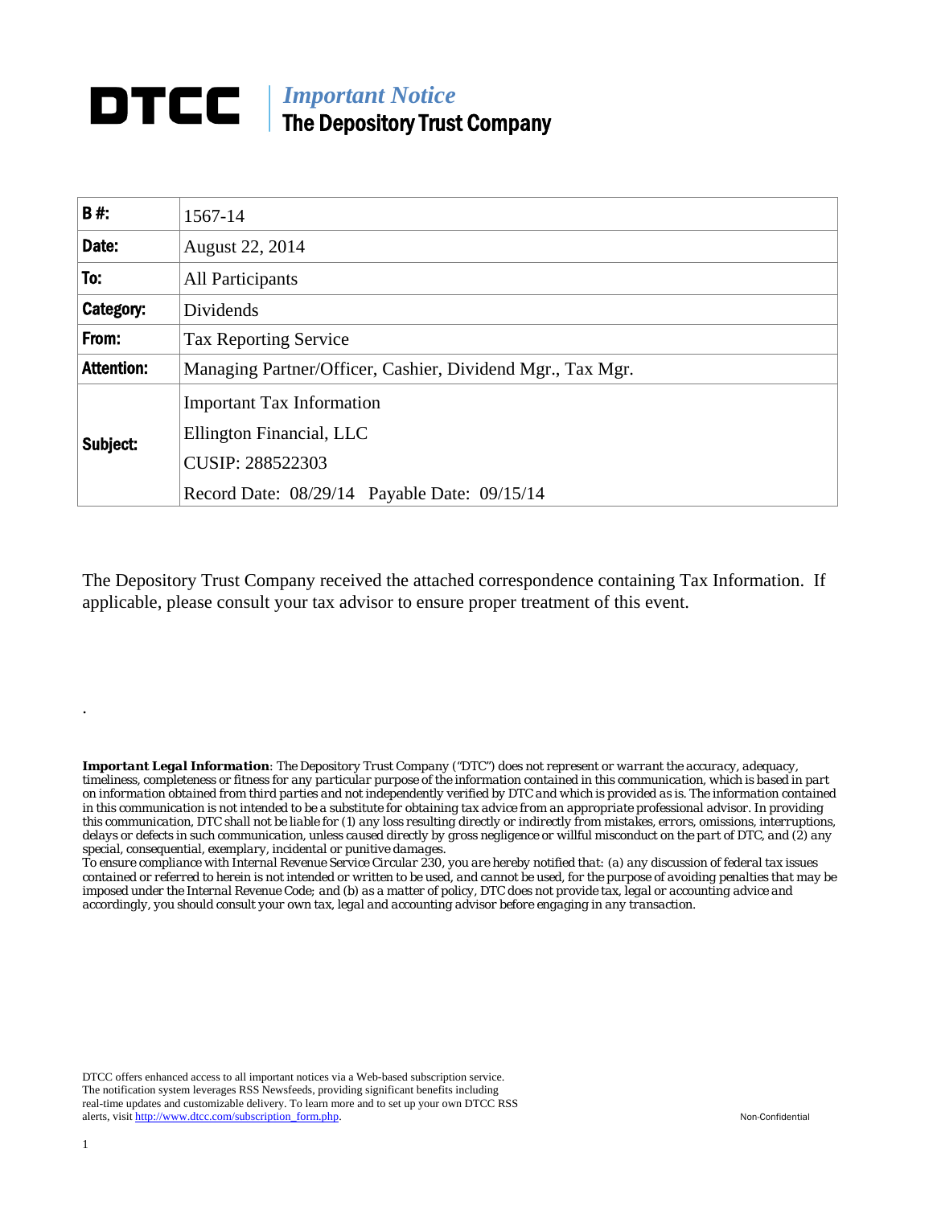# DTCC | *Important Notice*
## The Depository Trust Company

| B #: | 1567-14 |
|---|---|
| Date: | August 22, 2014 |
| To: | All Participants |
| Category: | Dividends |
| From: | Tax Reporting Service |
| Attention: | Managing Partner/Officer, Cashier, Dividend Mgr., Tax Mgr. |
| Subject: | Important Tax Information<br>Ellington Financial, LLC<br>CUSIP: 288522303<br>Record Date: 08/29/14 Payable Date: 09/15/14 |

The Depository Trust Company received the attached correspondence containing Tax Information. If applicable, please consult your tax advisor to ensure proper treatment of this event.

.

***Important Legal Information**: The Depository Trust Company ("DTC") does not represent or warrant the accuracy, adequacy, timeliness, completeness or fitness for any particular purpose of the information contained in this communication, which is based in part on information obtained from third parties and not independently verified by DTC and which is provided as is. The information contained in this communication is not intended to be a substitute for obtaining tax advice from an appropriate professional advisor. In providing this communication, DTC shall not be liable for (1) any loss resulting directly or indirectly from mistakes, errors, omissions, interruptions, delays or defects in such communication, unless caused directly by gross negligence or willful misconduct on the part of DTC, and (2) any special, consequential, exemplary, incidental or punitive damages.*
*To ensure compliance with Internal Revenue Service Circular 230, you are hereby notified that: (a) any discussion of federal tax issues contained or referred to herein is not intended or written to be used, and cannot be used, for the purpose of avoiding penalties that may be imposed under the Internal Revenue Code; and (b) as a matter of policy, DTC does not provide tax, legal or accounting advice and accordingly, you should consult your own tax, legal and accounting advisor before engaging in any transaction.*

DTCC offers enhanced access to all important notices via a Web-based subscription service. The notification system leverages RSS Newsfeeds, providing significant benefits including real-time updates and customizable delivery. To learn more and to set up your own DTCC RSS alerts, visit http://www.dtcc.com/subscription_form.php.

Non-Confidential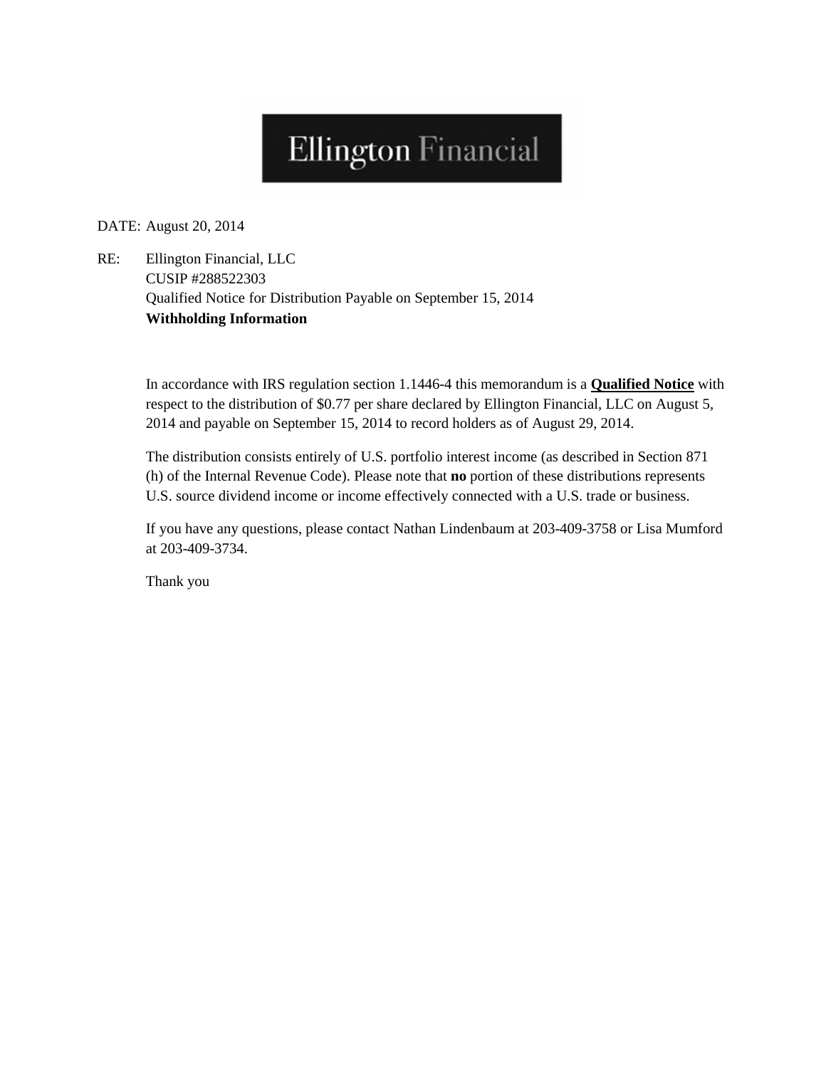Ellington Financial

DATE: August 20, 2014

RE: Ellington Financial, LLC
CUSIP #288522303
Qualified Notice for Distribution Payable on September 15, 2014
**Withholding Information**

In accordance with IRS regulation section 1.1446-4 this memorandum is a **Qualified Notice** with respect to the distribution of $0.77 per share declared by Ellington Financial, LLC on August 5, 2014 and payable on September 15, 2014 to record holders as of August 29, 2014.

The distribution consists entirely of U.S. portfolio interest income (as described in Section 871 (h) of the Internal Revenue Code). Please note that **no** portion of these distributions represents U.S. source dividend income or income effectively connected with a U.S. trade or business.

If you have any questions, please contact Nathan Lindenbaum at 203-409-3758 or Lisa Mumford at 203-409-3734.

Thank you